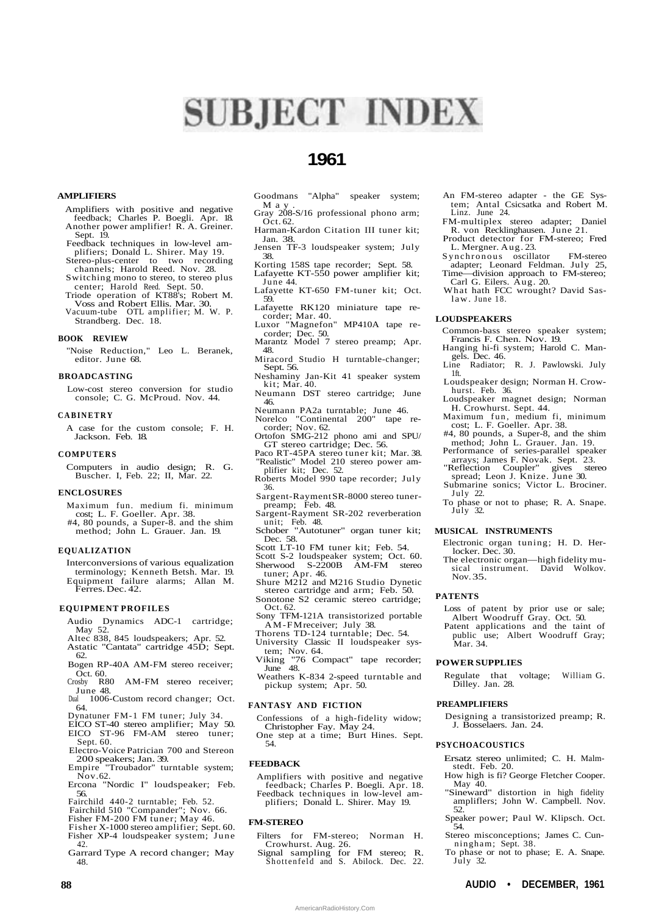# SUBJECT INDEX

## 1961

### AMPLIFIERS

Amplifiers with positive and negative feedback; Charles P. Boegli. Apr. 18.
Another power amplifier! R. A. Greiner. Sept. 19.
Feedback techniques in low-level amplifiers; Donald L. Shirer. May 19.
Stereo-plus-center to two recording channels; Harold Reed. Nov. 28.
Switching mono to stereo, to stereo plus center; Harold Reed. Sept. 50.
Triode operation of KT88's; Robert M. Voss and Robert Ellis. Mar. 30.
Vacuum-tube OTL amplifier; M. W. P. Strandberg. Dec. 18.

### BOOK REVIEW

"Noise Reduction," Leo L. Beranek, editor. June 68.

### BROADCASTING

Low-cost stereo conversion for studio console; C. G. McProud. Nov. 44.

### CABINETRY

A case for the custom console; F. H. Jackson. Feb. 18.

### COMPUTERS

Computers in audio design; R. G. Buscher. I, Feb. 22; II, Mar. 22.

### ENCLOSURES

Maximum fun. medium fi. minimum cost; L. F. Goeller. Apr. 38.
#4, 80 pounds, a Super-8. and the shim method; John L. Grauer. Jan. 19.

### EQUALIZATION

Interconversions of various equalization terminology; Kenneth Betsh. Mar. 19.
Equipment failure alarms; Allan M. Ferres. Dec. 42.

### EQUIPMENT PROFILES

Audio Dynamics ADC-1 cartridge; May 52.
Altec 838, 845 loudspeakers; Apr. 52.
Astatic "Cantata" cartridge 45D; Sept. 62.
Bogen RP-40A AM-FM stereo receiver; Oct. 60.
Crosby R80 AM-FM stereo receiver; June 48.
Dual 1006-Custom record changer; Oct. 64.
Dynatuner FM-1 FM tuner; July 34.
EICO ST-40 stereo amplifier; May 50.
EICO ST-96 FM-AM stereo tuner; Sept. 60.
Electro-Voice Patrician 700 and Stereon 200 speakers; Jan. 39.
Empire "Troubador" turntable system; Nov. 62.
Ercona "Nordic I" loudspeaker; Feb. 56.
Fairchild 440-2 turntable; Feb. 52.
Fairchild 510 "Compander"; Nov. 66.
Fisher FM-200 FM tuner; May 46.
Fisher X-1000 stereo amplifier; Sept. 60.
Fisher XP-4 loudspeaker system; June 42.
Garrard Type A record changer; May 48.
Goodmans "Alpha" speaker system; May.
Gray 208-S/16 professional phono arm; Oct. 62.
Harman-Kardon Citation III tuner kit; Jan. 38.
Jensen TF-3 loudspeaker system; July 38.
Korting 158S tape recorder; Sept. 58.
Lafayette KT-550 power amplifier kit; June 44.
Lafayette KT-650 FM-tuner kit; Oct. 59.
Lafayette RK120 miniature tape recorder; Mar. 40.
Luxor "Magnefon" MP410A tape recorder; Dec. 50.
Marantz Model 7 stereo preamp; Apr. 48.
Miracord Studio H turntable-changer; Sept. 56.
Neshaminy Jan-Kit 41 speaker system kit; Mar. 40.
Neumann DST stereo cartridge; June 46.
Neumann PA2a turntable; June 46.
Norelco "Continental 200" tape recorder; Nov. 62.
Ortofon SMG-212 phono ami and SPU/GT stereo cartridge; Dec. 56.
Paco RT-45PA stereo tuner kit; Mar. 38.
"Realistic" Model 210 stereo power amplifier kit; Dec. 52.
Roberts Model 990 tape recorder; July 36.
Sargent-Rayment SR-8000 stereo tuner-preamp; Feb. 48.
Sargent-Rayment SR-202 reverberation unit; Feb. 48.
Schober "Autotuner" organ tuner kit; Dec. 58.
Scott LT-10 FM tuner kit; Feb. 54.
Scott S-2 loudspeaker system; Oct. 60.
Sherwood S-2200B AM-FM stereo tuner; Apr. 46.
Shure M212 and M216 Studio Dynetic stereo cartridge and arm; Feb. 50.
Sonotone S2 ceramic stereo cartridge; Oct. 62.
Sony TFM-121A transistorized portable AM-FM receiver; July 38.
Thorens TD-124 turntable; Dec. 54.
University Classic II loudspeaker system; Nov. 64.
Viking "76 Compact" tape recorder; June 48.
Weathers K-834 2-speed turntable and pickup system; Apr. 50.

### FANTASY AND FICTION

Confessions of a high-fidelity widow; Christopher Fay. May 24.
One step at a time; Burt Hines. Sept. 54.

### FEEDBACK

Amplifiers with positive and negative feedback; Charles P. Boegli. Apr. 18.
Feedback techniques in low-level amplifiers; Donald L. Shirer. May 19.

### FM-STEREO

Filters for FM-stereo; Norman H. Crowhurst. Aug. 26.
Signal sampling for FM stereo; R. Shottenfeld and S. Abilock. Dec. 22.
An FM-stereo adapter - the GE System; Antal Csicsatka and Robert M. Linz. June 24.
FM-multiplex stereo adapter; Daniel R. von Recklinghausen. June 21.
Product detector for FM-stereo; Fred L. Mergner. Aug. 23.
Synchronous oscillator FM-stereo adapter; Leonard Feldman. July 25.
Time—division approach to FM-stereo; Carl G. Eilers. Aug. 20.
What hath FCC wrought? David Saslaw. June 18.

### LOUDSPEAKERS

Common-bass stereo speaker system; Francis F. Chen. Nov. 19.
Hanging hi-fi system; Harold C. Mangels. Dec. 46.
Line Radiator; R. J. Pawlowski. July 1ft.
Loudspeaker design; Norman H. Crowhurst. Feb. 36.
Loudspeaker magnet design; Norman H. Crowhurst. Sept. 44.
Maximum fun, medium fi, minimum cost; L. F. Goeller. Apr. 38.
#4, 80 pounds, a Super-8, and the shim method; John L. Grauer. Jan. 19.
Performance of series-parallel speaker arrays; James F. Novak. Sept. 23.
"Reflection Coupler" gives stereo spread; Leon J. Knize. June 30.
Submarine sonics; Victor L. Brociner. July 22.
To phase or not to phase; R. A. Snape. July 32.

### MUSICAL INSTRUMENTS

Electronic organ tuning; H. D. Herlocker. Dec. 30.
The electronic organ—high fidelity musical instrument. David Wolkov. Nov. 35.

### PATENTS

Loss of patent by prior use or sale; Albert Woodruff Gray. Oct. 50.
Patent applications and the taint of public use; Albert Woodruff Gray; Mar. 34.

### POWER SUPPLIES

Regulate that voltage; William G. Dilley. Jan. 28.

### PREAMPLIFIERS

Designing a transistorized preamp; R. J. Bosselaers. Jan. 24.

### PSYCHOACOUSTICS

Ersatz stereo unlimited; C. H. Malmstedt. Feb. 20.
How high is fi? George Fletcher Cooper. May 40.
"Sineward" distortion in high fidelity ampliflers; John W. Campbell. Nov. 52.
Speaker power; Paul W. Klipsch. Oct. 54.
Stereo misconceptions; James C. Cunningham; Sept. 38.
To phase or not to phase; E. A. Snape. July 32.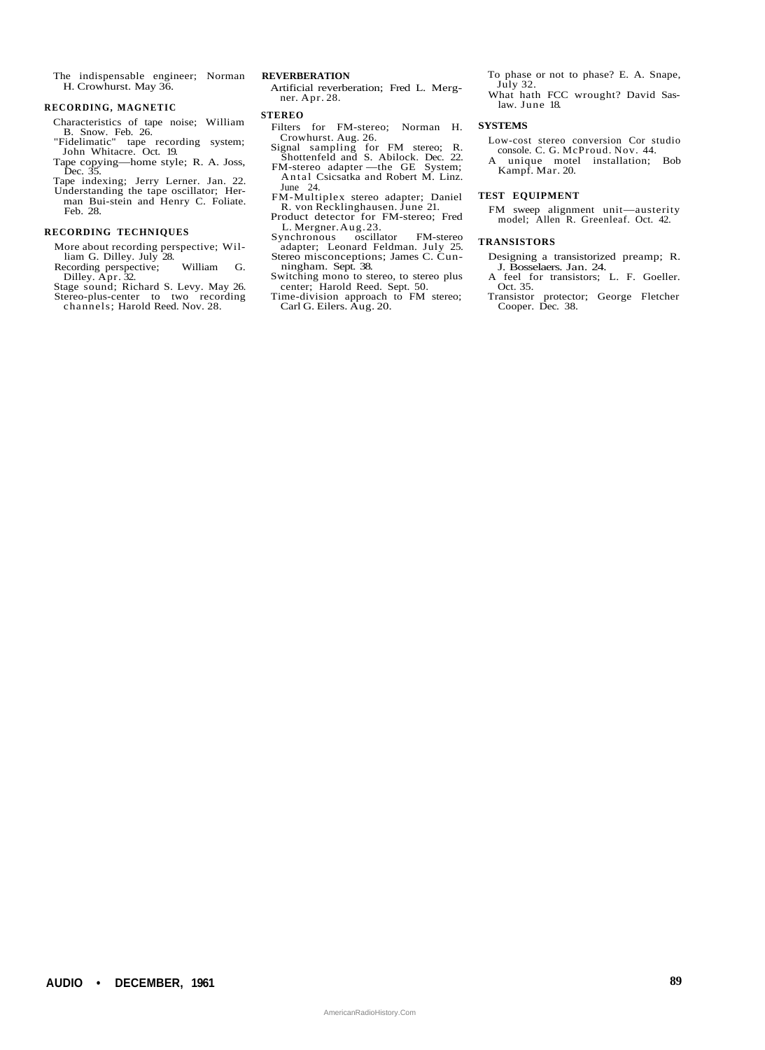The indispensable engineer; Norman H. Crowhurst. May 36.

### RECORDING, MAGNETIC

Characteristics of tape noise; William B. Snow. Feb. 26.
"Fidelimatic" tape recording system; John Whitacre. Oct. 19.
Tape copying—home style; R. A. Joss, Dec. 35.
Tape indexing; Jerry Lerner. Jan. 22.
Understanding the tape oscillator; Herman Bui-stein and Henry C. Foliate. Feb. 28.

### RECORDING TECHNIQUES

More about recording perspective; William G. Dilley. July 28.
Recording perspective; William G. Dilley. Apr. 32.
Stage sound; Richard S. Levy. May 26.
Stereo-plus-center to two recording channels; Harold Reed. Nov. 28.

### REVERBERATION

Artificial reverberation; Fred L. Mergner. Apr. 28.

### STEREO

Filters for FM-stereo; Norman H. Crowhurst. Aug. 26.
Signal sampling for FM stereo; R. Shottenfeld and S. Abilock. Dec. 22.
FM-stereo adapter —the GE System; Antal Csicsatka and Robert M. Linz. June 24.
FM-Multiplex stereo adapter; Daniel R. von Recklinghausen. June 21.
Product detector for FM-stereo; Fred L. Mergner. Aug. 23.
Synchronous oscillator FM-stereo adapter; Leonard Feldman. July 25.
Stereo misconceptions; James C. Cunningham. Sept. 38.
Switching mono to stereo, to stereo plus center; Harold Reed. Sept. 50.
Time-division approach to FM stereo; Carl G. Eilers. Aug. 20.
To phase or not to phase? E. A. Snape, July 32.
What hath FCC wrought? David Saslaw. June 18.

### SYSTEMS

Low-cost stereo conversion Cor studio console. C. G. McProud. Nov. 44.
A unique motel installation; Bob Kampf. Mar. 20.

### TEST EQUIPMENT

FM sweep alignment unit—austerity model; Allen R. Greenleaf. Oct. 42.

### TRANSISTORS

Designing a transistorized preamp; R. J. Bosselaers. Jan. 24.
A feel for transistors; L. F. Goeller. Oct. 35.
Transistor protector; George Fletcher Cooper. Dec. 38.